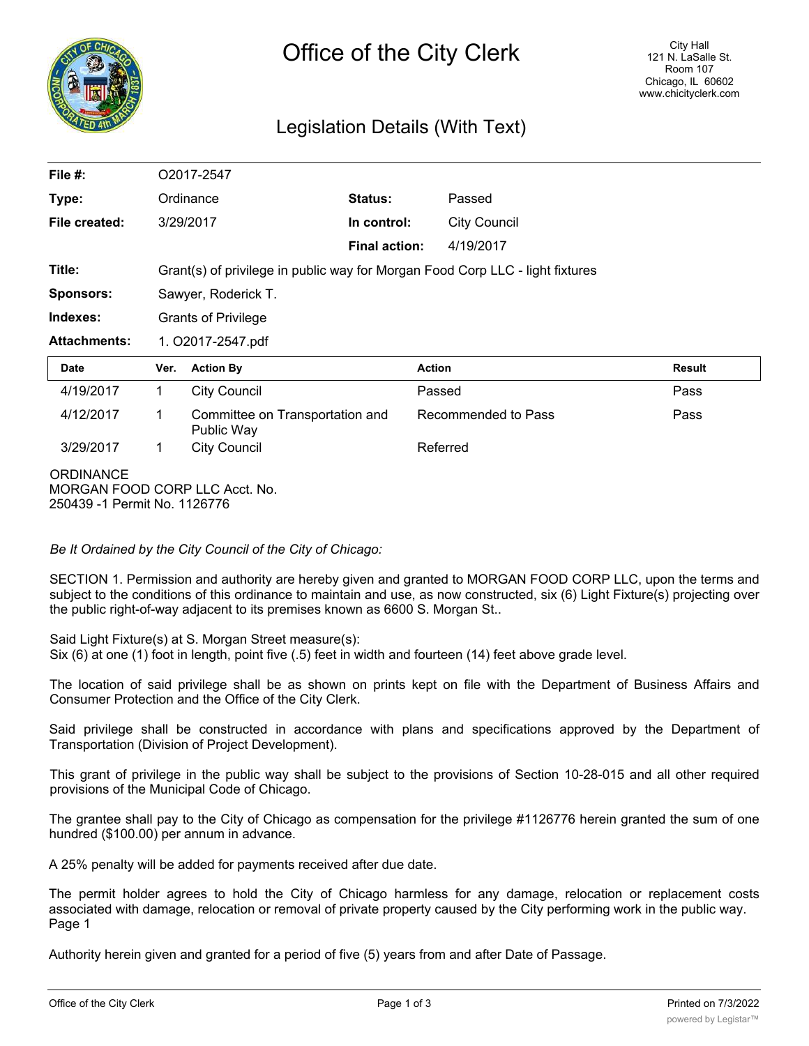# Office of the City Clerk

City Hall
121 N. LaSalle St.
Room 107
Chicago, IL 60602
www.chicityclerk.com

## Legislation Details (With Text)

| | | | |
|---|---|---|---|
| **File #:** | O2017-2547 | | |
| **Type:** | Ordinance | **Status:** | Passed |
| **File created:** | 3/29/2017 | **In control:** | City Council |
| | | **Final action:** | 4/19/2017 |
| **Title:** | Grant(s) of privilege in public way for Morgan Food Corp LLC - light fixtures | | |
| **Sponsors:** | Sawyer, Roderick T. | | |
| **Indexes:** | Grants of Privilege | | |
| **Attachments:** | 1. O2017-2547.pdf | | |

| Date | Ver. | Action By | Action | Result |
|---|---|---|---|---|
| 4/19/2017 | 1 | City Council | Passed | Pass |
| 4/12/2017 | 1 | Committee on Transportation and Public Way | Recommended to Pass | Pass |
| 3/29/2017 | 1 | City Council | Referred | |

ORDINANCE
MORGAN FOOD CORP LLC Acct. No.
250439 -1 Permit No. 1126776

*Be It Ordained by the City Council of the City of Chicago:*

SECTION 1. Permission and authority are hereby given and granted to MORGAN FOOD CORP LLC, upon the terms and subject to the conditions of this ordinance to maintain and use, as now constructed, six (6) Light Fixture(s) projecting over the public right-of-way adjacent to its premises known as 6600 S. Morgan St..

Said Light Fixture(s) at S. Morgan Street measure(s):
Six (6) at one (1) foot in length, point five (.5) feet in width and fourteen (14) feet above grade level.

The location of said privilege shall be as shown on prints kept on file with the Department of Business Affairs and Consumer Protection and the Office of the City Clerk.

Said privilege shall be constructed in accordance with plans and specifications approved by the Department of Transportation (Division of Project Development).

This grant of privilege in the public way shall be subject to the provisions of Section 10-28-015 and all other required provisions of the Municipal Code of Chicago.

The grantee shall pay to the City of Chicago as compensation for the privilege #1126776 herein granted the sum of one hundred ($100.00) per annum in advance.

A 25% penalty will be added for payments received after due date.

The permit holder agrees to hold the City of Chicago harmless for any damage, relocation or replacement costs associated with damage, relocation or removal of private property caused by the City performing work in the public way.
Page 1

Authority herein given and granted for a period of five (5) years from and after Date of Passage.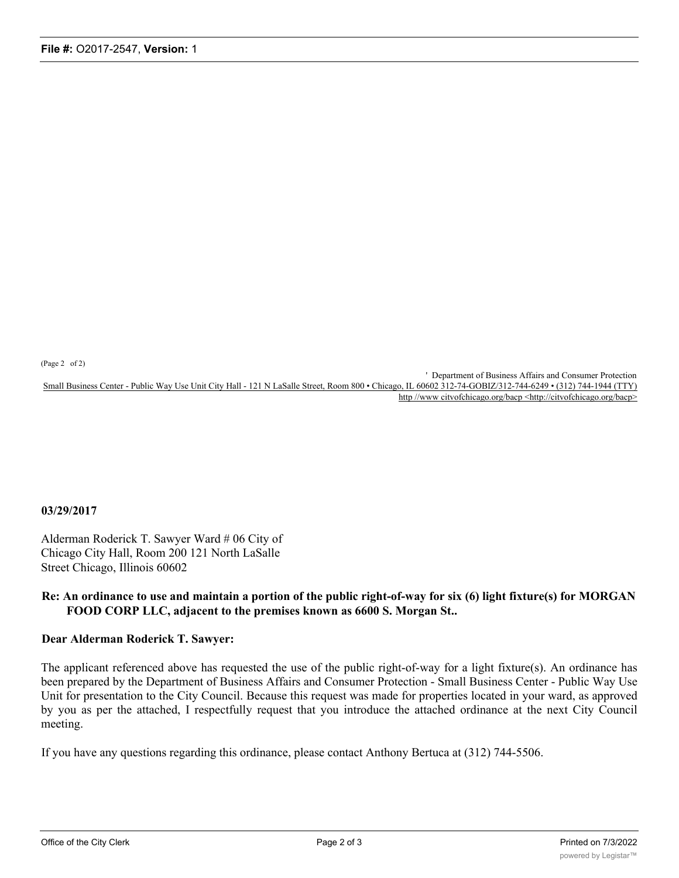(Page 2 of 2)

' Department of Business Affairs and Consumer Protection

Small Business Center - Public Way Use Unit City Hall - 121 N LaSalle Street, Room 800 • Chicago, IL 60602 312-74-GOBIZ/312-744-6249 • (312) 744-1944 (TTY)

http //www citvofchicago.org/bacp <http://citvofchicago.org/bacp>

**03/29/2017**

Alderman Roderick T. Sawyer Ward # 06 City of Chicago City Hall, Room 200 121 North LaSalle Street Chicago, Illinois 60602

**Re: An ordinance to use and maintain a portion of the public right-of-way for six (6) light fixture(s) for MORGAN FOOD CORP LLC, adjacent to the premises known as 6600 S. Morgan St..**

**Dear Alderman Roderick T. Sawyer:**

The applicant referenced above has requested the use of the public right-of-way for a light fixture(s). An ordinance has been prepared by the Department of Business Affairs and Consumer Protection - Small Business Center - Public Way Use Unit for presentation to the City Council. Because this request was made for properties located in your ward, as approved by you as per the attached, I respectfully request that you introduce the attached ordinance at the next City Council meeting.

If you have any questions regarding this ordinance, please contact Anthony Bertuca at (312) 744-5506.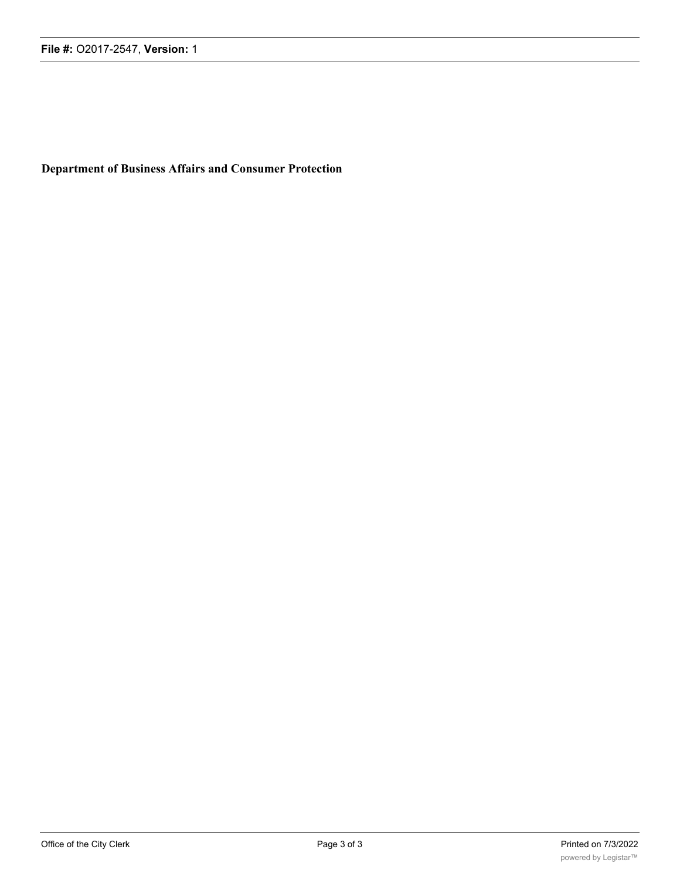**Department of Business Affairs and Consumer Protection**